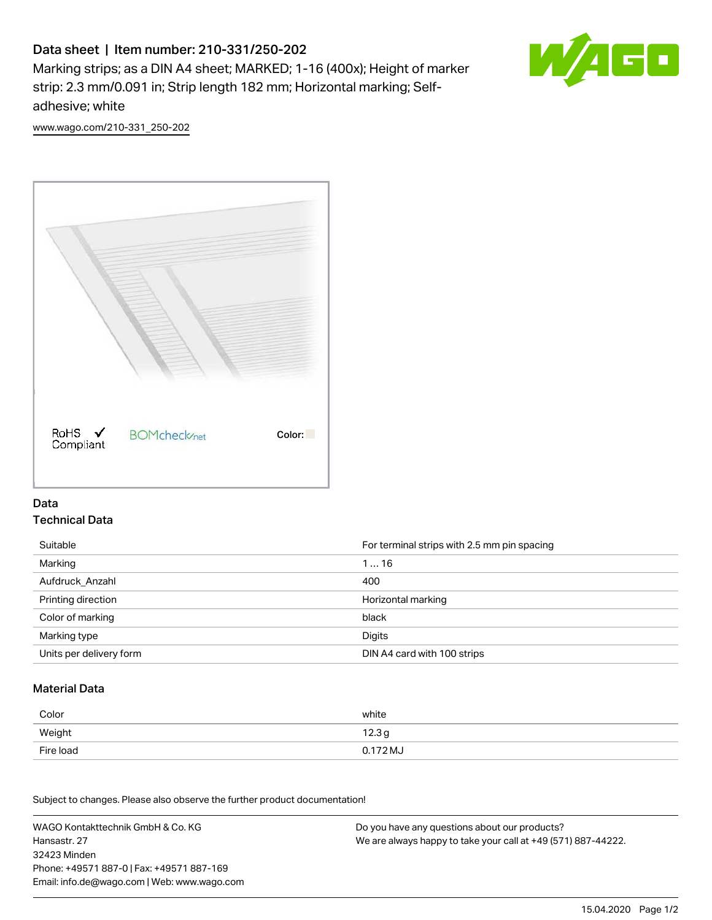# Data sheet | Item number: 210-331/250-202

Marking strips; as a DIN A4 sheet; MARKED; 1-16 (400x); Height of marker strip: 2.3 mm/0.091 in; Strip length 182 mm; Horizontal marking; Self-adhesive; white

www.wago.com/210-331_250-202

RoHS ✓ Compliant   BOMcheck.net   Color:

## Data

### Technical Data

| | |
|---|---|
| Suitable | For terminal strips with 2.5 mm pin spacing |
| Marking | 1 … 16 |
| Aufdruck_Anzahl | 400 |
| Printing direction | Horizontal marking |
| Color of marking | black |
| Marking type | Digits |
| Units per delivery form | DIN A4 card with 100 strips |

### Material Data

| | |
|---|---|
| Color | white |
| Weight | 12.3 g |
| Fire load | 0.172 MJ |

Subject to changes. Please also observe the further product documentation!

WAGO Kontakttechnik GmbH & Co. KG
Hansastr. 27
32423 Minden
Phone: +49571 887-0 | Fax: +49571 887-169
Email: info.de@wago.com | Web: www.wago.com

Do you have any questions about our products?
We are always happy to take your call at +49 (571) 887-44222.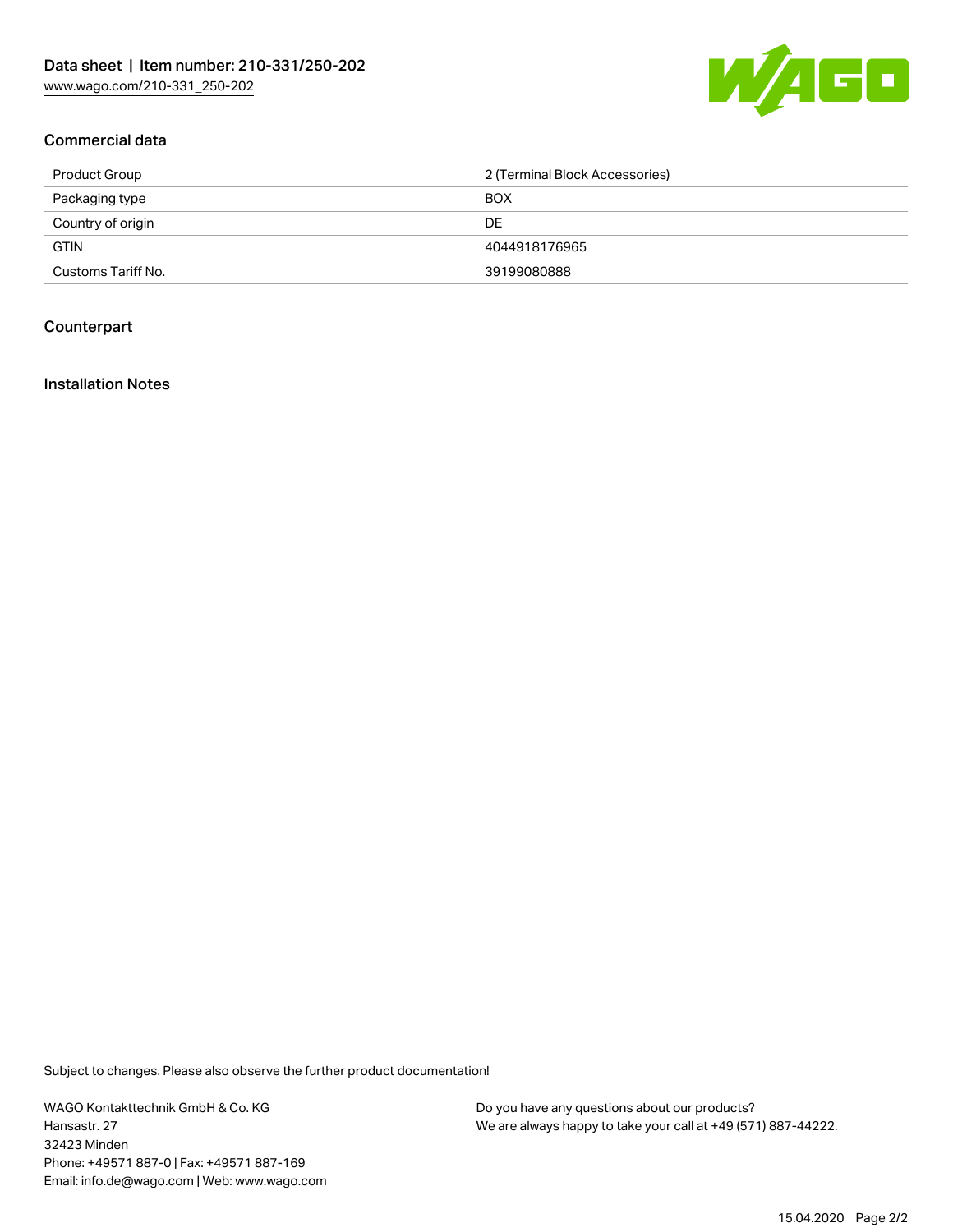### Commercial data

| | |
|---|---|
| Product Group | 2 (Terminal Block Accessories) |
| Packaging type | BOX |
| Country of origin | DE |
| GTIN | 4044918176965 |
| Customs Tariff No. | 39199080888 |

### Counterpart

### Installation Notes

Subject to changes. Please also observe the further product documentation!

WAGO Kontakttechnik GmbH & Co. KG
Hansastr. 27
32423 Minden
Phone: +49571 887-0 | Fax: +49571 887-169
Email: info.de@wago.com | Web: www.wago.com

Do you have any questions about our products?
We are always happy to take your call at +49 (571) 887-44222.

15.04.2020